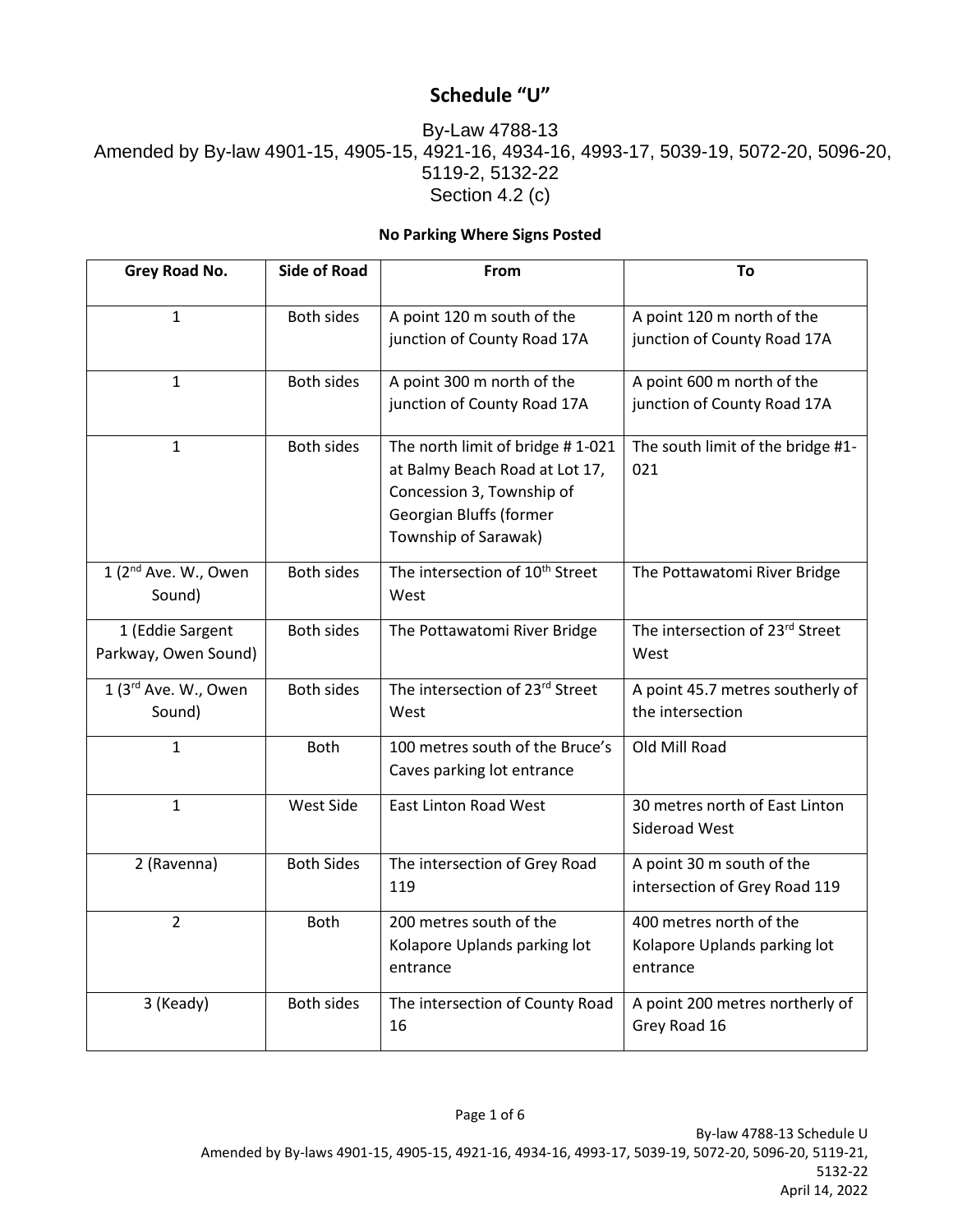# Schedule "U"

By-Law 4788-13
Amended by By-law 4901-15, 4905-15, 4921-16, 4934-16, 4993-17, 5039-19, 5072-20, 5096-20, 5119-2, 5132-22
Section 4.2 (c)

**No Parking Where Signs Posted**

| Grey Road No. | Side of Road | From | To |
|---|---|---|---|
| 1 | Both sides | A point 120 m south of the junction of County Road 17A | A point 120 m north of the junction of County Road 17A |
| 1 | Both sides | A point 300 m north of the junction of County Road 17A | A point 600 m north of the junction of County Road 17A |
| 1 | Both sides | The north limit of bridge # 1-021 at Balmy Beach Road at Lot 17, Concession 3, Township of Georgian Bluffs (former Township of Sarawak) | The south limit of the bridge #1-021 |
| 1 (2nd Ave. W., Owen Sound) | Both sides | The intersection of 10th Street West | The Pottawatomi River Bridge |
| 1 (Eddie Sargent Parkway, Owen Sound) | Both sides | The Pottawatomi River Bridge | The intersection of 23rd Street West |
| 1 (3rd Ave. W., Owen Sound) | Both sides | The intersection of 23rd Street West | A point 45.7 metres southerly of the intersection |
| 1 | Both | 100 metres south of the Bruce's Caves parking lot entrance | Old Mill Road |
| 1 | West Side | East Linton Road West | 30 metres north of East Linton Sideroad West |
| 2 (Ravenna) | Both Sides | The intersection of Grey Road 119 | A point 30 m south of the intersection of Grey Road 119 |
| 2 | Both | 200 metres south of the Kolapore Uplands parking lot entrance | 400 metres north of the Kolapore Uplands parking lot entrance |
| 3 (Keady) | Both sides | The intersection of County Road 16 | A point 200 metres northerly of Grey Road 16 |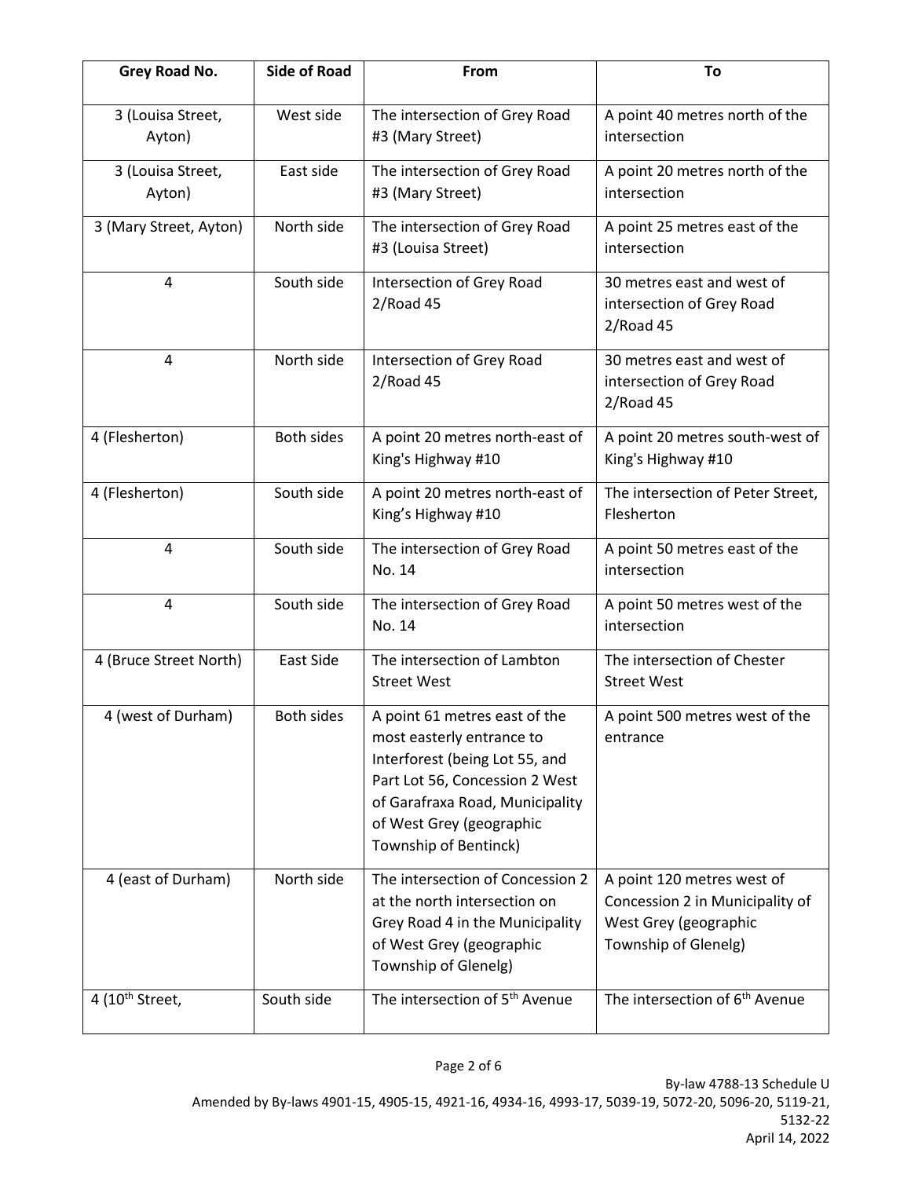| Grey Road No. | Side of Road | From | To |
|---|---|---|---|
| 3 (Louisa Street, Ayton) | West side | The intersection of Grey Road #3 (Mary Street) | A point 40 metres north of the intersection |
| 3 (Louisa Street, Ayton) | East side | The intersection of Grey Road #3 (Mary Street) | A point 20 metres north of the intersection |
| 3 (Mary Street, Ayton) | North side | The intersection of Grey Road #3 (Louisa Street) | A point 25 metres east of the intersection |
| 4 | South side | Intersection of Grey Road 2/Road 45 | 30 metres east and west of intersection of Grey Road 2/Road 45 |
| 4 | North side | Intersection of Grey Road 2/Road 45 | 30 metres east and west of intersection of Grey Road 2/Road 45 |
| 4 (Flesherton) | Both sides | A point 20 metres north-east of King's Highway #10 | A point 20 metres south-west of King's Highway #10 |
| 4 (Flesherton) | South side | A point 20 metres north-east of King's Highway #10 | The intersection of Peter Street, Flesherton |
| 4 | South side | The intersection of Grey Road No. 14 | A point 50 metres east of the intersection |
| 4 | South side | The intersection of Grey Road No. 14 | A point 50 metres west of the intersection |
| 4 (Bruce Street North) | East Side | The intersection of Lambton Street West | The intersection of Chester Street West |
| 4 (west of Durham) | Both sides | A point 61 metres east of the most easterly entrance to Interforest (being Lot 55, and Part Lot 56, Concession 2 West of Garafraxa Road, Municipality of West Grey (geographic Township of Bentinck) | A point 500 metres west of the entrance |
| 4 (east of Durham) | North side | The intersection of Concession 2 at the north intersection on Grey Road 4 in the Municipality of West Grey (geographic Township of Glenelg) | A point 120 metres west of Concession 2 in Municipality of West Grey (geographic Township of Glenelg) |
| 4 (10th Street, | South side | The intersection of 5th Avenue | The intersection of 6th Avenue |

By-law 4788-13 Schedule U
Amended by By-laws 4901-15, 4905-15, 4921-16, 4934-16, 4993-17, 5039-19, 5072-20, 5096-20, 5119-21, 5132-22
April 14, 2022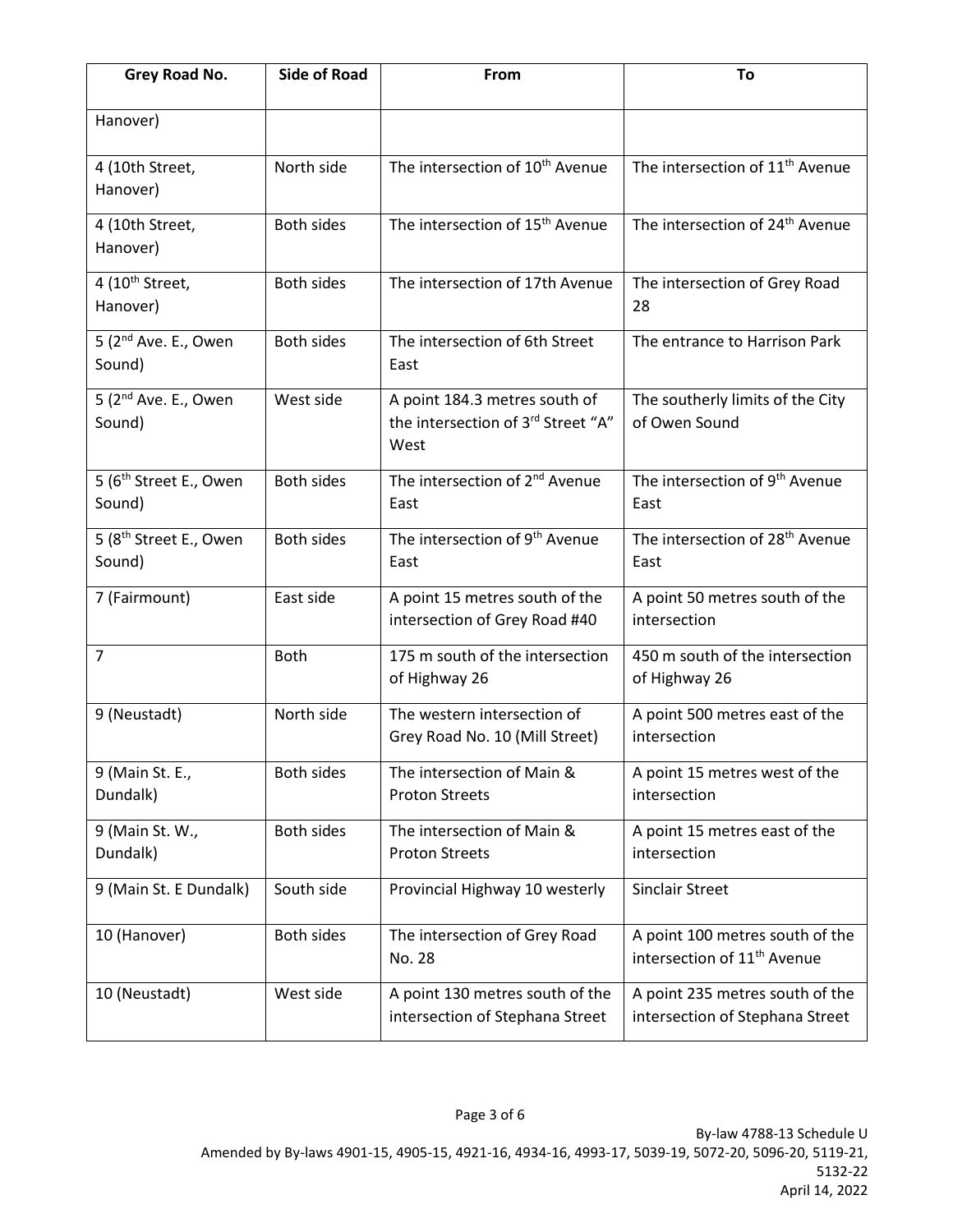| Grey Road No. | Side of Road | From | To |
|---|---|---|---|
| Hanover) | | | |
| 4 (10th Street, Hanover) | North side | The intersection of 10th Avenue | The intersection of 11th Avenue |
| 4 (10th Street, Hanover) | Both sides | The intersection of 15th Avenue | The intersection of 24th Avenue |
| 4 (10th Street, Hanover) | Both sides | The intersection of 17th Avenue | The intersection of Grey Road 28 |
| 5 (2nd Ave. E., Owen Sound) | Both sides | The intersection of 6th Street East | The entrance to Harrison Park |
| 5 (2nd Ave. E., Owen Sound) | West side | A point 184.3 metres south of the intersection of 3rd Street "A" West | The southerly limits of the City of Owen Sound |
| 5 (6th Street E., Owen Sound) | Both sides | The intersection of 2nd Avenue East | The intersection of 9th Avenue East |
| 5 (8th Street E., Owen Sound) | Both sides | The intersection of 9th Avenue East | The intersection of 28th Avenue East |
| 7 (Fairmount) | East side | A point 15 metres south of the intersection of Grey Road #40 | A point 50 metres south of the intersection |
| 7 | Both | 175 m south of the intersection of Highway 26 | 450 m south of the intersection of Highway 26 |
| 9 (Neustadt) | North side | The western intersection of Grey Road No. 10 (Mill Street) | A point 500 metres east of the intersection |
| 9 (Main St. E., Dundalk) | Both sides | The intersection of Main & Proton Streets | A point 15 metres west of the intersection |
| 9 (Main St. W., Dundalk) | Both sides | The intersection of Main & Proton Streets | A point 15 metres east of the intersection |
| 9 (Main St. E Dundalk) | South side | Provincial Highway 10 westerly | Sinclair Street |
| 10 (Hanover) | Both sides | The intersection of Grey Road No. 28 | A point 100 metres south of the intersection of 11th Avenue |
| 10 (Neustadt) | West side | A point 130 metres south of the intersection of Stephana Street | A point 235 metres south of the intersection of Stephana Street |

By-law 4788-13 Schedule U
Amended by By-laws 4901-15, 4905-15, 4921-16, 4934-16, 4993-17, 5039-19, 5072-20, 5096-20, 5119-21, 5132-22
April 14, 2022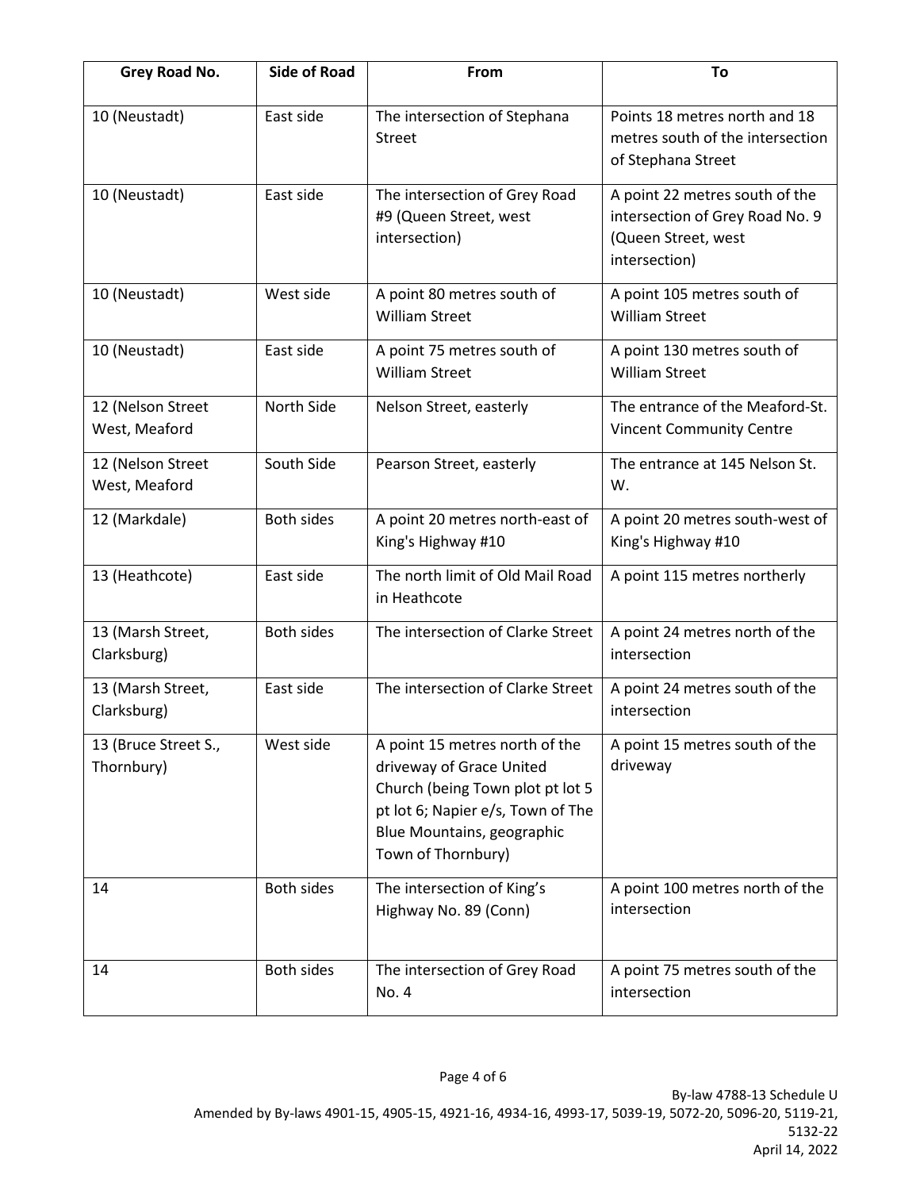| Grey Road No. | Side of Road | From | To |
|---|---|---|---|
| 10 (Neustadt) | East side | The intersection of Stephana Street | Points 18 metres north and 18 metres south of the intersection of Stephana Street |
| 10 (Neustadt) | East side | The intersection of Grey Road #9 (Queen Street, west intersection) | A point 22 metres south of the intersection of Grey Road No. 9 (Queen Street, west intersection) |
| 10 (Neustadt) | West side | A point 80 metres south of William Street | A point 105 metres south of William Street |
| 10 (Neustadt) | East side | A point 75 metres south of William Street | A point 130 metres south of William Street |
| 12 (Nelson Street West, Meaford | North Side | Nelson Street, easterly | The entrance of the Meaford-St. Vincent Community Centre |
| 12 (Nelson Street West, Meaford | South Side | Pearson Street, easterly | The entrance at 145 Nelson St. W. |
| 12 (Markdale) | Both sides | A point 20 metres north-east of King's Highway #10 | A point 20 metres south-west of King's Highway #10 |
| 13 (Heathcote) | East side | The north limit of Old Mail Road in Heathcote | A point 115 metres northerly |
| 13 (Marsh Street, Clarksburg) | Both sides | The intersection of Clarke Street | A point 24 metres north of the intersection |
| 13 (Marsh Street, Clarksburg) | East side | The intersection of Clarke Street | A point 24 metres south of the intersection |
| 13 (Bruce Street S., Thornbury) | West side | A point 15 metres north of the driveway of Grace United Church (being Town plot pt lot 5 pt lot 6; Napier e/s, Town of The Blue Mountains, geographic Town of Thornbury) | A point 15 metres south of the driveway |
| 14 | Both sides | The intersection of King's Highway No. 89 (Conn) | A point 100 metres north of the intersection |
| 14 | Both sides | The intersection of Grey Road No. 4 | A point 75 metres south of the intersection |

By-law 4788-13 Schedule U
Amended by By-laws 4901-15, 4905-15, 4921-16, 4934-16, 4993-17, 5039-19, 5072-20, 5096-20, 5119-21, 5132-22
April 14, 2022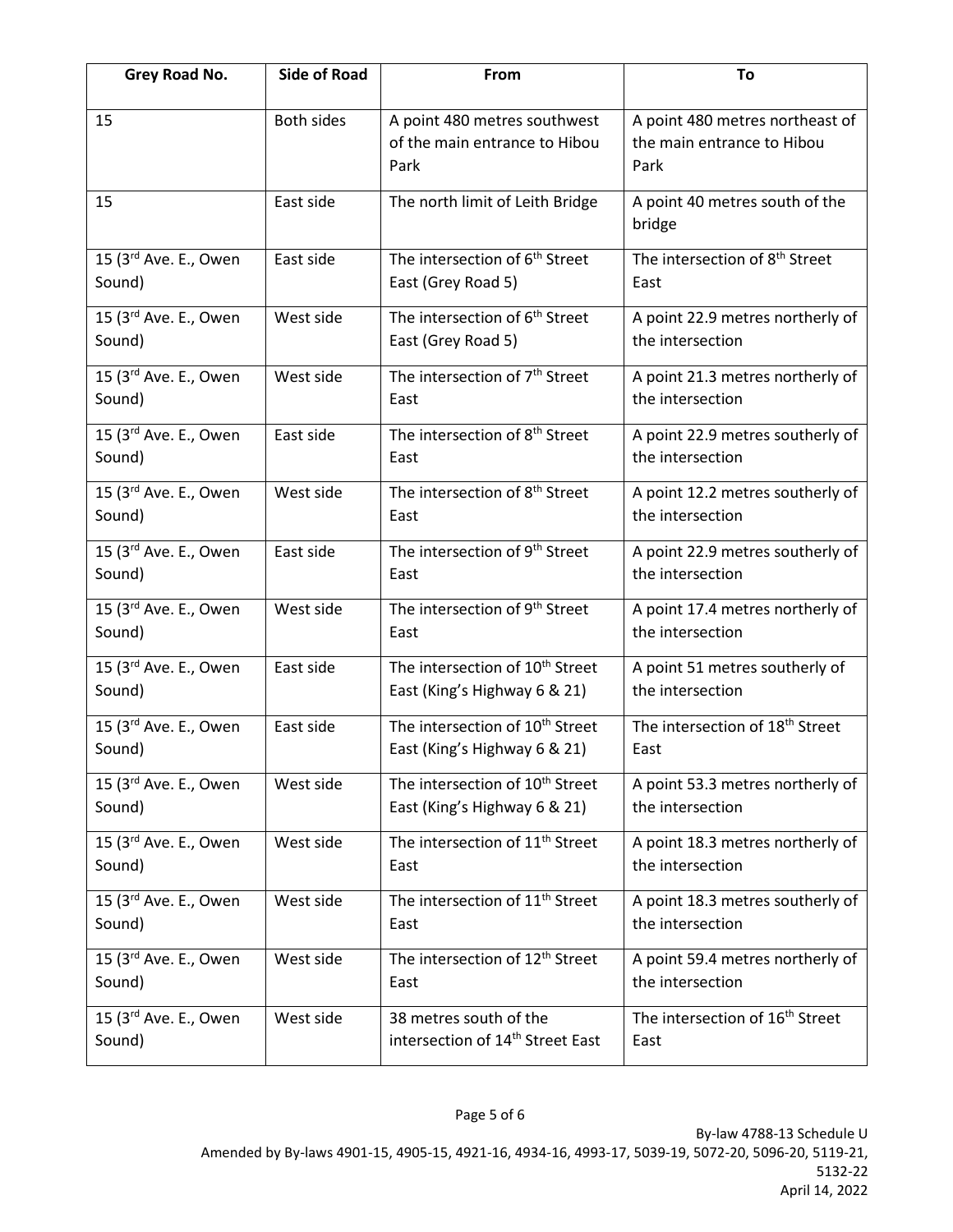| Grey Road No. | Side of Road | From | To |
|---|---|---|---|
| 15 | Both sides | A point 480 metres southwest of the main entrance to Hibou Park | A point 480 metres northeast of the main entrance to Hibou Park |
| 15 | East side | The north limit of Leith Bridge | A point 40 metres south of the bridge |
| 15 (3rd Ave. E., Owen Sound) | East side | The intersection of 6th Street East (Grey Road 5) | The intersection of 8th Street East |
| 15 (3rd Ave. E., Owen Sound) | West side | The intersection of 6th Street East (Grey Road 5) | A point 22.9 metres northerly of the intersection |
| 15 (3rd Ave. E., Owen Sound) | West side | The intersection of 7th Street East | A point 21.3 metres northerly of the intersection |
| 15 (3rd Ave. E., Owen Sound) | East side | The intersection of 8th Street East | A point 22.9 metres southerly of the intersection |
| 15 (3rd Ave. E., Owen Sound) | West side | The intersection of 8th Street East | A point 12.2 metres southerly of the intersection |
| 15 (3rd Ave. E., Owen Sound) | East side | The intersection of 9th Street East | A point 22.9 metres southerly of the intersection |
| 15 (3rd Ave. E., Owen Sound) | West side | The intersection of 9th Street East | A point 17.4 metres northerly of the intersection |
| 15 (3rd Ave. E., Owen Sound) | East side | The intersection of 10th Street East (King's Highway 6 & 21) | A point 51 metres southerly of the intersection |
| 15 (3rd Ave. E., Owen Sound) | East side | The intersection of 10th Street East (King's Highway 6 & 21) | The intersection of 18th Street East |
| 15 (3rd Ave. E., Owen Sound) | West side | The intersection of 10th Street East (King's Highway 6 & 21) | A point 53.3 metres northerly of the intersection |
| 15 (3rd Ave. E., Owen Sound) | West side | The intersection of 11th Street East | A point 18.3 metres northerly of the intersection |
| 15 (3rd Ave. E., Owen Sound) | West side | The intersection of 11th Street East | A point 18.3 metres southerly of the intersection |
| 15 (3rd Ave. E., Owen Sound) | West side | The intersection of 12th Street East | A point 59.4 metres northerly of the intersection |
| 15 (3rd Ave. E., Owen Sound) | West side | 38 metres south of the intersection of 14th Street East | The intersection of 16th Street East |

By-law 4788-13 Schedule U
Amended by By-laws 4901-15, 4905-15, 4921-16, 4934-16, 4993-17, 5039-19, 5072-20, 5096-20, 5119-21, 5132-22
April 14, 2022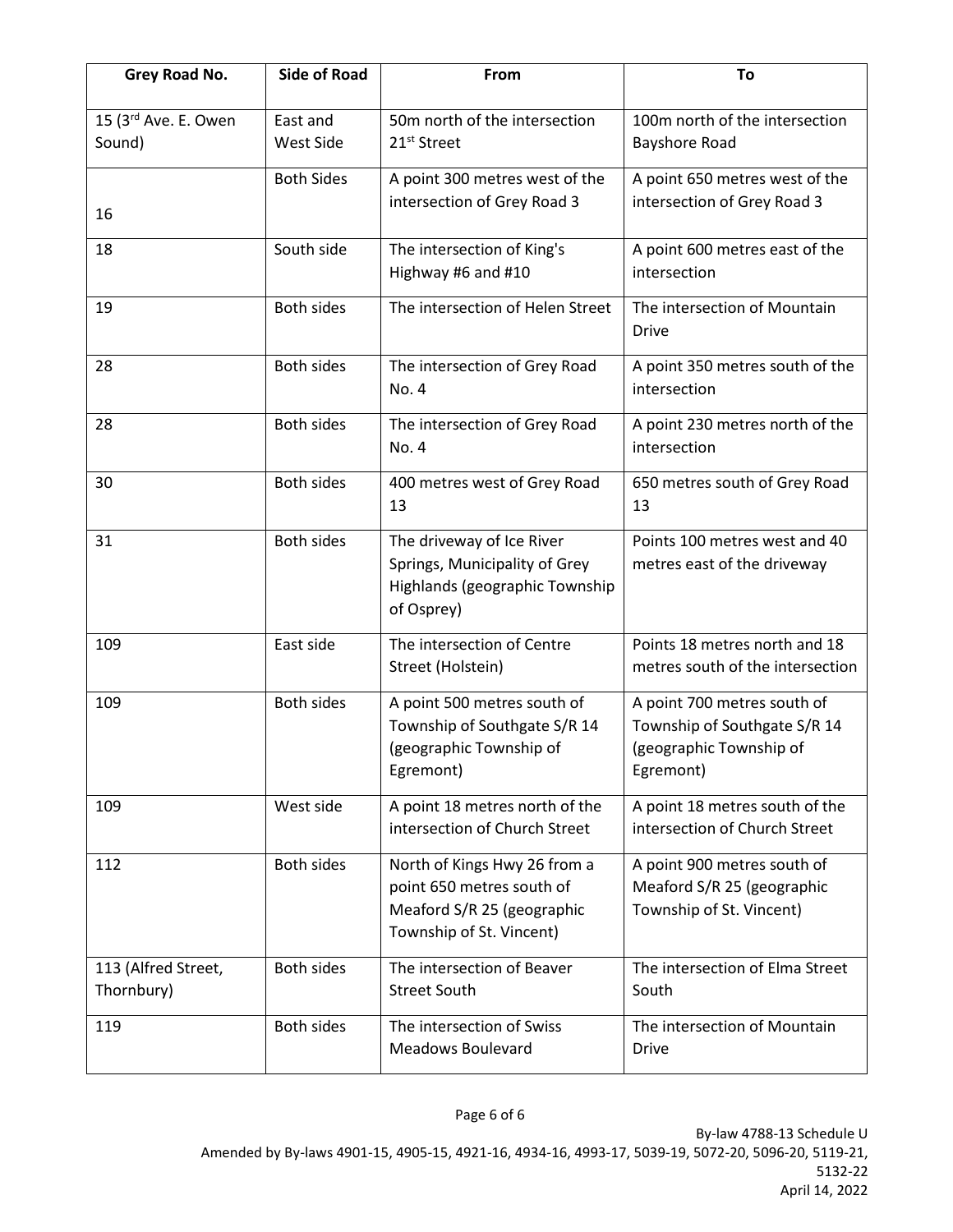| Grey Road No. | Side of Road | From | To |
|---|---|---|---|
| 15 (3rd Ave. E. Owen Sound) | East and West Side | 50m north of the intersection 21st Street | 100m north of the intersection Bayshore Road |
| 16 | Both Sides | A point 300 metres west of the intersection of Grey Road 3 | A point 650 metres west of the intersection of Grey Road 3 |
| 18 | South side | The intersection of King's Highway #6 and #10 | A point 600 metres east of the intersection |
| 19 | Both sides | The intersection of Helen Street | The intersection of Mountain Drive |
| 28 | Both sides | The intersection of Grey Road No. 4 | A point 350 metres south of the intersection |
| 28 | Both sides | The intersection of Grey Road No. 4 | A point 230 metres north of the intersection |
| 30 | Both sides | 400 metres west of Grey Road 13 | 650 metres south of Grey Road 13 |
| 31 | Both sides | The driveway of Ice River Springs, Municipality of Grey Highlands (geographic Township of Osprey) | Points 100 metres west and 40 metres east of the driveway |
| 109 | East side | The intersection of Centre Street (Holstein) | Points 18 metres north and 18 metres south of the intersection |
| 109 | Both sides | A point 500 metres south of Township of Southgate S/R 14 (geographic Township of Egremont) | A point 700 metres south of Township of Southgate S/R 14 (geographic Township of Egremont) |
| 109 | West side | A point 18 metres north of the intersection of Church Street | A point 18 metres south of the intersection of Church Street |
| 112 | Both sides | North of Kings Hwy 26 from a point 650 metres south of Meaford S/R 25 (geographic Township of St. Vincent) | A point 900 metres south of Meaford S/R 25 (geographic Township of St. Vincent) |
| 113 (Alfred Street, Thornbury) | Both sides | The intersection of Beaver Street South | The intersection of Elma Street South |
| 119 | Both sides | The intersection of Swiss Meadows Boulevard | The intersection of Mountain Drive |

By-law 4788-13 Schedule U
Amended by By-laws 4901-15, 4905-15, 4921-16, 4934-16, 4993-17, 5039-19, 5072-20, 5096-20, 5119-21, 5132-22
April 14, 2022